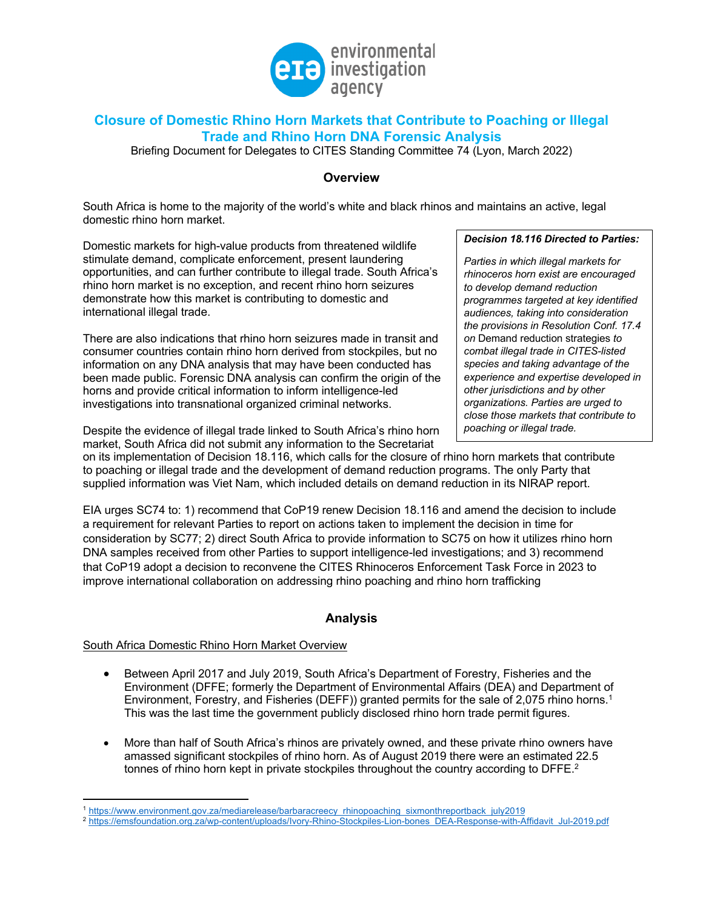environmental investigation agency

# Closure of Domestic Rhino Horn Markets that Contribute to Poaching or Illegal Trade and Rhino Horn DNA Forensic Analysis

Briefing Document for Delegates to CITES Standing Committee 74 (Lyon, March 2022)

## Overview

South Africa is home to the majority of the world's white and black rhinos and maintains an active, legal domestic rhino horn market.

> ***Decision 18.116 Directed to Parties:***
>
> *Parties in which illegal markets for rhinoceros horn exist are encouraged to develop demand reduction programmes targeted at key identified audiences, taking into consideration the provisions in Resolution Conf. 17.4 on* Demand reduction strategies *to combat illegal trade in CITES-listed species and taking advantage of the experience and expertise developed in other jurisdictions and by other organizations. Parties are urged to close those markets that contribute to poaching or illegal trade.*

Domestic markets for high-value products from threatened wildlife stimulate demand, complicate enforcement, present laundering opportunities, and can further contribute to illegal trade. South Africa's rhino horn market is no exception, and recent rhino horn seizures demonstrate how this market is contributing to domestic and international illegal trade.

There are also indications that rhino horn seizures made in transit and consumer countries contain rhino horn derived from stockpiles, but no information on any DNA analysis that may have been conducted has been made public. Forensic DNA analysis can confirm the origin of the horns and provide critical information to inform intelligence-led investigations into transnational organized criminal networks.

Despite the evidence of illegal trade linked to South Africa's rhino horn market, South Africa did not submit any information to the Secretariat on its implementation of Decision 18.116, which calls for the closure of rhino horn markets that contribute to poaching or illegal trade and the development of demand reduction programs. The only Party that supplied information was Viet Nam, which included details on demand reduction in its NIRAP report.

EIA urges SC74 to: 1) recommend that CoP19 renew Decision 18.116 and amend the decision to include a requirement for relevant Parties to report on actions taken to implement the decision in time for consideration by SC77; 2) direct South Africa to provide information to SC75 on how it utilizes rhino horn DNA samples received from other Parties to support intelligence-led investigations; and 3) recommend that CoP19 adopt a decision to reconvene the CITES Rhinoceros Enforcement Task Force in 2023 to improve international collaboration on addressing rhino poaching and rhino horn trafficking

## Analysis

South Africa Domestic Rhino Horn Market Overview

- Between April 2017 and July 2019, South Africa's Department of Forestry, Fisheries and the Environment (DFFE; formerly the Department of Environmental Affairs (DEA) and Department of Environment, Forestry, and Fisheries (DEFF)) granted permits for the sale of 2,075 rhino horns.[1] This was the last time the government publicly disclosed rhino horn trade permit figures.

- More than half of South Africa's rhinos are privately owned, and these private rhino owners have amassed significant stockpiles of rhino horn. As of August 2019 there were an estimated 22.5 tonnes of rhino horn kept in private stockpiles throughout the country according to DFFE.[2]

[1] https://www.environment.gov.za/mediarelease/barbaracreecy_rhinopoaching_sixmonthreportback_july2019

[2] https://emsfoundation.org.za/wp-content/uploads/Ivory-Rhino-Stockpiles-Lion-bones_DEA-Response-with-Affidavit_Jul-2019.pdf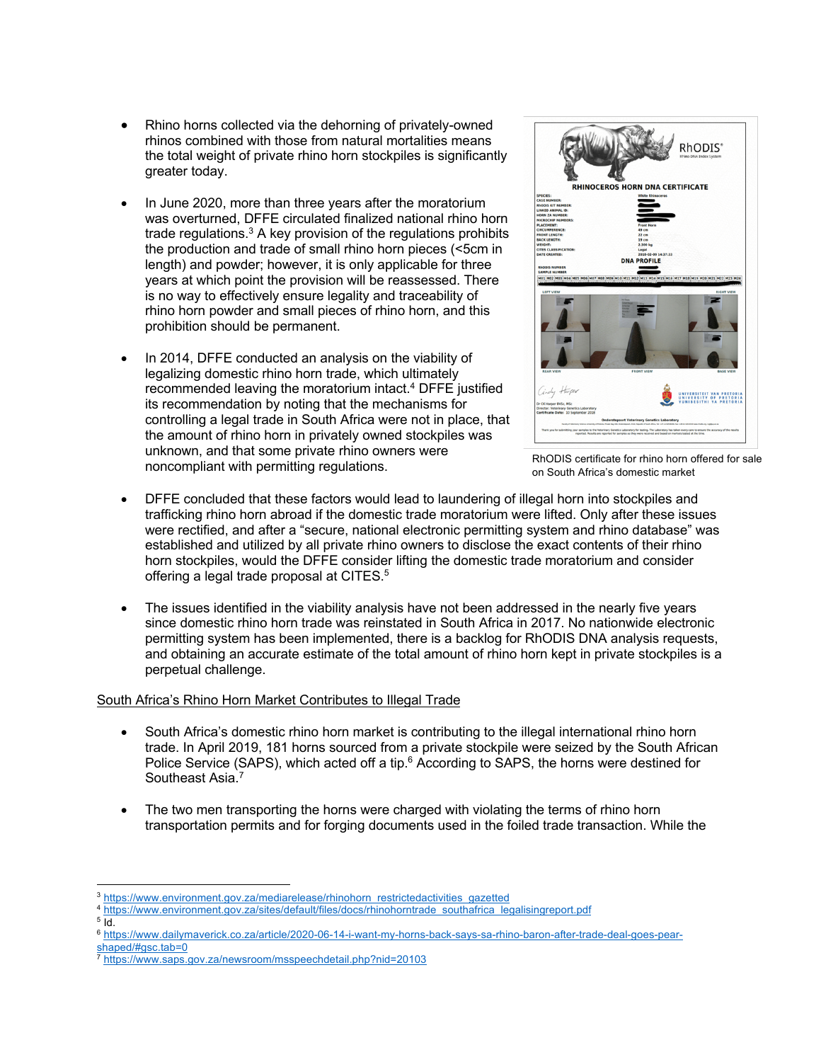- Rhino horns collected via the dehorning of privately-owned rhinos combined with those from natural mortalities means the total weight of private rhino horn stockpiles is significantly greater today.

- In June 2020, more than three years after the moratorium was overturned, DFFE circulated finalized national rhino horn trade regulations.[3] A key provision of the regulations prohibits the production and trade of small rhino horn pieces (<5cm in length) and powder; however, it is only applicable for three years at which point the provision will be reassessed. There is no way to effectively ensure legality and traceability of rhino horn powder and small pieces of rhino horn, and this prohibition should be permanent.

- In 2014, DFFE conducted an analysis on the viability of legalizing domestic rhino horn trade, which ultimately recommended leaving the moratorium intact.[4] DFFE justified its recommendation by noting that the mechanisms for controlling a legal trade in South Africa were not in place, that the amount of rhino horn in privately owned stockpiles was unknown, and that some private rhino owners were noncompliant with permitting regulations.

RhODIS certificate for rhino horn offered for sale on South Africa's domestic market

- DFFE concluded that these factors would lead to laundering of illegal horn into stockpiles and trafficking rhino horn abroad if the domestic trade moratorium were lifted. Only after these issues were rectified, and after a "secure, national electronic permitting system and rhino database" was established and utilized by all private rhino owners to disclose the exact contents of their rhino horn stockpiles, would the DFFE consider lifting the domestic trade moratorium and consider offering a legal trade proposal at CITES.[5]

- The issues identified in the viability analysis have not been addressed in the nearly five years since domestic rhino horn trade was reinstated in South Africa in 2017. No nationwide electronic permitting system has been implemented, there is a backlog for RhODIS DNA analysis requests, and obtaining an accurate estimate of the total amount of rhino horn kept in private stockpiles is a perpetual challenge.

<u>South Africa's Rhino Horn Market Contributes to Illegal Trade</u>

- South Africa's domestic rhino horn market is contributing to the illegal international rhino horn trade. In April 2019, 181 horns sourced from a private stockpile were seized by the South African Police Service (SAPS), which acted off a tip.[6] According to SAPS, the horns were destined for Southeast Asia.[7]

- The two men transporting the horns were charged with violating the terms of rhino horn transportation permits and for forging documents used in the foiled trade transaction. While the

---

[3] https://www.environment.gov.za/mediarelease/rhinohorn_restrictedactivities_gazetted
[4] https://www.environment.gov.za/sites/default/files/docs/rhinohorntrade_southafrica_legalisingreport.pdf
[5] Id.
[6] https://www.dailymaverick.co.za/article/2020-06-14-i-want-my-horns-back-says-sa-rhino-baron-after-trade-deal-goes-pear-shaped/#gsc.tab=0
[7] https://www.saps.gov.za/newsroom/msspeechdetail.php?nid=20103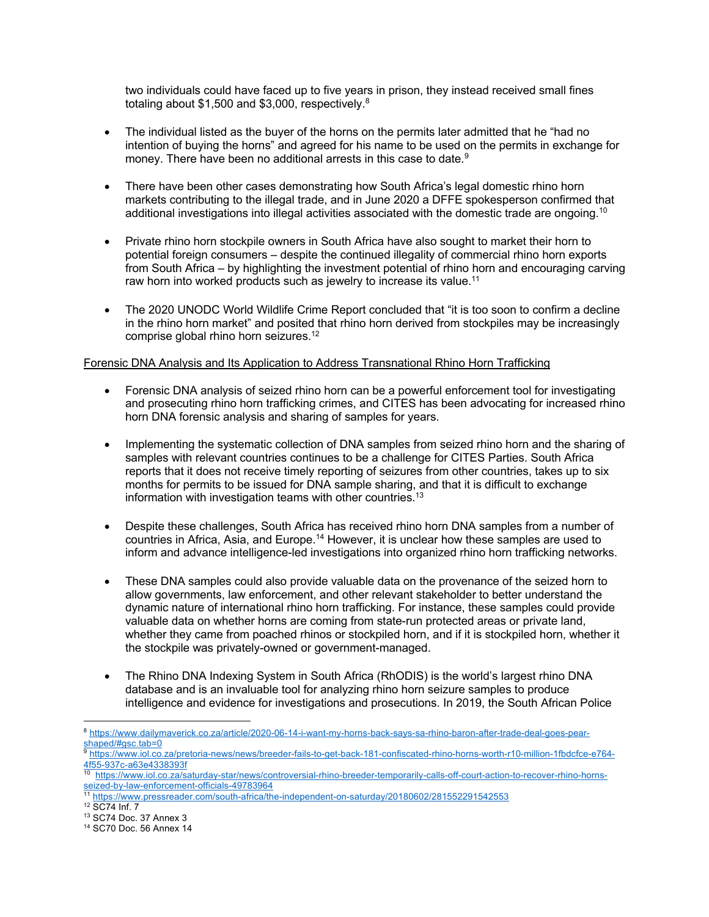two individuals could have faced up to five years in prison, they instead received small fines totaling about $1,500 and $3,000, respectively.[8]

- The individual listed as the buyer of the horns on the permits later admitted that he "had no intention of buying the horns" and agreed for his name to be used on the permits in exchange for money. There have been no additional arrests in this case to date.[9]

- There have been other cases demonstrating how South Africa's legal domestic rhino horn markets contributing to the illegal trade, and in June 2020 a DFFE spokesperson confirmed that additional investigations into illegal activities associated with the domestic trade are ongoing.[10]

- Private rhino horn stockpile owners in South Africa have also sought to market their horn to potential foreign consumers – despite the continued illegality of commercial rhino horn exports from South Africa – by highlighting the investment potential of rhino horn and encouraging carving raw horn into worked products such as jewelry to increase its value.[11]

- The 2020 UNODC World Wildlife Crime Report concluded that "it is too soon to confirm a decline in the rhino horn market" and posited that rhino horn derived from stockpiles may be increasingly comprise global rhino horn seizures.[12]

<u>Forensic DNA Analysis and Its Application to Address Transnational Rhino Horn Trafficking</u>

- Forensic DNA analysis of seized rhino horn can be a powerful enforcement tool for investigating and prosecuting rhino horn trafficking crimes, and CITES has been advocating for increased rhino horn DNA forensic analysis and sharing of samples for years.

- Implementing the systematic collection of DNA samples from seized rhino horn and the sharing of samples with relevant countries continues to be a challenge for CITES Parties. South Africa reports that it does not receive timely reporting of seizures from other countries, takes up to six months for permits to be issued for DNA sample sharing, and that it is difficult to exchange information with investigation teams with other countries.[13]

- Despite these challenges, South Africa has received rhino horn DNA samples from a number of countries in Africa, Asia, and Europe.[14] However, it is unclear how these samples are used to inform and advance intelligence-led investigations into organized rhino horn trafficking networks.

- These DNA samples could also provide valuable data on the provenance of the seized horn to allow governments, law enforcement, and other relevant stakeholder to better understand the dynamic nature of international rhino horn trafficking. For instance, these samples could provide valuable data on whether horns are coming from state-run protected areas or private land, whether they came from poached rhinos or stockpiled horn, and if it is stockpiled horn, whether it the stockpile was privately-owned or government-managed.

- The Rhino DNA Indexing System in South Africa (RhODIS) is the world's largest rhino DNA database and is an invaluable tool for analyzing rhino horn seizure samples to produce intelligence and evidence for investigations and prosecutions. In 2019, the South African Police

---

[8] https://www.dailymaverick.co.za/article/2020-06-14-i-want-my-horns-back-says-sa-rhino-baron-after-trade-deal-goes-pear-shaped/#gsc.tab=0

[9] https://www.iol.co.za/pretoria-news/news/breeder-fails-to-get-back-181-confiscated-rhino-horns-worth-r10-million-1fbdcfce-e764-4f55-937c-a63e4338393f

[10] https://www.iol.co.za/saturday-star/news/controversial-rhino-breeder-temporarily-calls-off-court-action-to-recover-rhino-horns-seized-by-law-enforcement-officials-49783964

[11] https://www.pressreader.com/south-africa/the-independent-on-saturday/20180602/281552291542553

[12] SC74 Inf. 7

[13] SC74 Doc. 37 Annex 3

[14] SC70 Doc. 56 Annex 14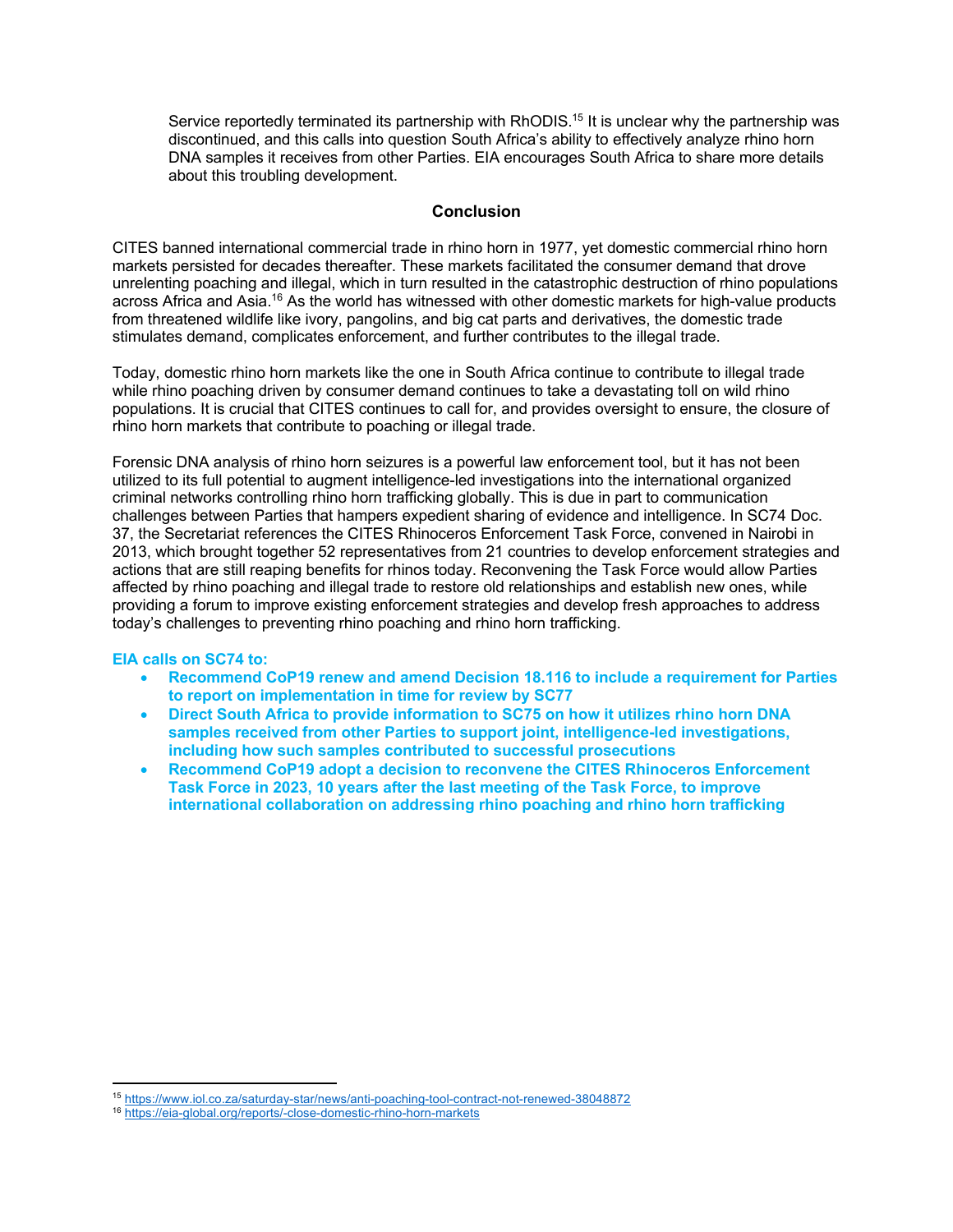Service reportedly terminated its partnership with RhODIS.[15] It is unclear why the partnership was discontinued, and this calls into question South Africa's ability to effectively analyze rhino horn DNA samples it receives from other Parties. EIA encourages South Africa to share more details about this troubling development.

## Conclusion

CITES banned international commercial trade in rhino horn in 1977, yet domestic commercial rhino horn markets persisted for decades thereafter. These markets facilitated the consumer demand that drove unrelenting poaching and illegal, which in turn resulted in the catastrophic destruction of rhino populations across Africa and Asia.[16] As the world has witnessed with other domestic markets for high-value products from threatened wildlife like ivory, pangolins, and big cat parts and derivatives, the domestic trade stimulates demand, complicates enforcement, and further contributes to the illegal trade.

Today, domestic rhino horn markets like the one in South Africa continue to contribute to illegal trade while rhino poaching driven by consumer demand continues to take a devastating toll on wild rhino populations. It is crucial that CITES continues to call for, and provides oversight to ensure, the closure of rhino horn markets that contribute to poaching or illegal trade.

Forensic DNA analysis of rhino horn seizures is a powerful law enforcement tool, but it has not been utilized to its full potential to augment intelligence-led investigations into the international organized criminal networks controlling rhino horn trafficking globally. This is due in part to communication challenges between Parties that hampers expedient sharing of evidence and intelligence. In SC74 Doc. 37, the Secretariat references the CITES Rhinoceros Enforcement Task Force, convened in Nairobi in 2013, which brought together 52 representatives from 21 countries to develop enforcement strategies and actions that are still reaping benefits for rhinos today. Reconvening the Task Force would allow Parties affected by rhino poaching and illegal trade to restore old relationships and establish new ones, while providing a forum to improve existing enforcement strategies and develop fresh approaches to address today's challenges to preventing rhino poaching and rhino horn trafficking.

**EIA calls on SC74 to:**

- **Recommend CoP19 renew and amend Decision 18.116 to include a requirement for Parties to report on implementation in time for review by SC77**
- **Direct South Africa to provide information to SC75 on how it utilizes rhino horn DNA samples received from other Parties to support joint, intelligence-led investigations, including how such samples contributed to successful prosecutions**
- **Recommend CoP19 adopt a decision to reconvene the CITES Rhinoceros Enforcement Task Force in 2023, 10 years after the last meeting of the Task Force, to improve international collaboration on addressing rhino poaching and rhino horn trafficking**

---

[15] https://www.iol.co.za/saturday-star/news/anti-poaching-tool-contract-not-renewed-38048872

[16] https://eia-global.org/reports/-close-domestic-rhino-horn-markets